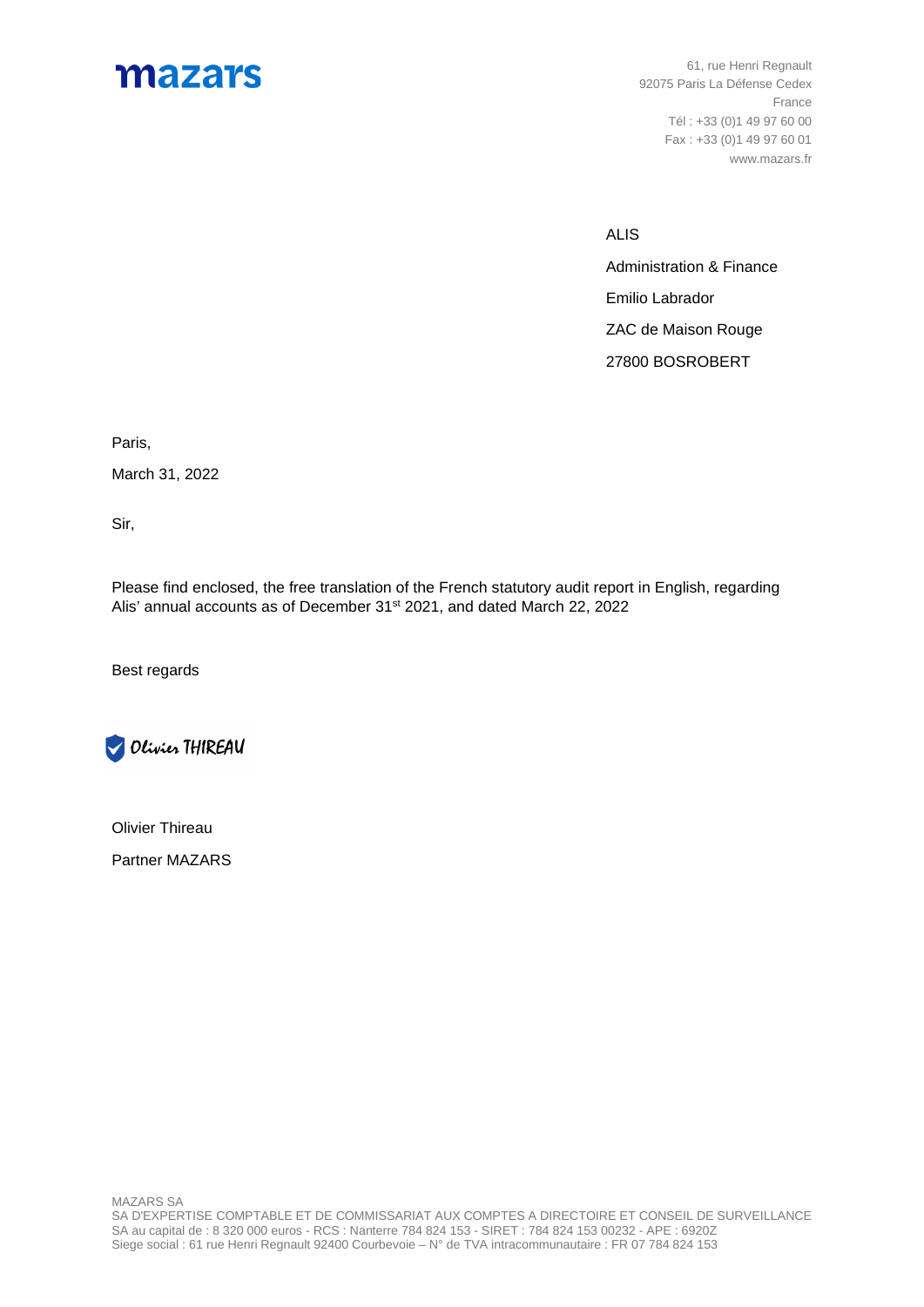mazars

61, rue Henri Regnault
92075 Paris La Défense Cedex
France
Tél : +33 (0)1 49 97 60 00
Fax : +33 (0)1 49 97 60 01
www.mazars.fr

ALIS

Administration & Finance

Emilio Labrador

ZAC de Maison Rouge

27800 BOSROBERT

Paris,

March 31, 2022

Sir,

Please find enclosed, the free translation of the French statutory audit report in English, regarding Alis' annual accounts as of December 31st 2021, and dated March 22, 2022

Best regards

Olivier THIREAU

Olivier Thireau

Partner MAZARS

MAZARS SA
SA D'EXPERTISE COMPTABLE ET DE COMMISSARIAT AUX COMPTES A DIRECTOIRE ET CONSEIL DE SURVEILLANCE
SA au capital de : 8 320 000 euros - RCS : Nanterre 784 824 153 - SIRET : 784 824 153 00232 - APE : 6920Z
Siege social : 61 rue Henri Regnault 92400 Courbevoie – N° de TVA intracommunautaire : FR 07 784 824 153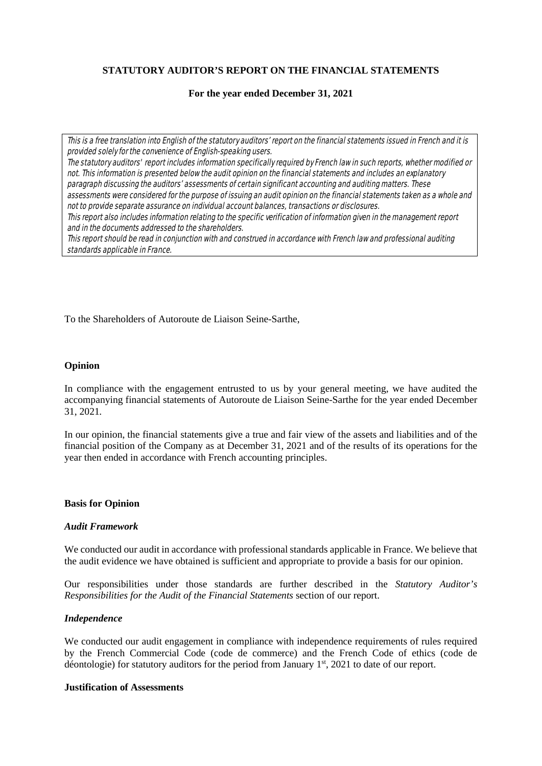**STATUTORY AUDITOR'S REPORT ON THE FINANCIAL STATEMENTS**

**For the year ended December 31, 2021**

*This is a free translation into English of the statutory auditors' report on the financial statements issued in French and it is provided solely for the convenience of English-speaking users.*
*The statutory auditors' report includes information specifically required by French law in such reports, whether modified or not. This information is presented below the audit opinion on the financial statements and includes an explanatory paragraph discussing the auditors' assessments of certain significant accounting and auditing matters. These assessments were considered for the purpose of issuing an audit opinion on the financial statements taken as a whole and not to provide separate assurance on individual account balances, transactions or disclosures.*
*This report also includes information relating to the specific verification of information given in the management report and in the documents addressed to the shareholders.*
*This report should be read in conjunction with and construed in accordance with French law and professional auditing standards applicable in France.*

To the Shareholders of Autoroute de Liaison Seine-Sarthe,

**Opinion**

In compliance with the engagement entrusted to us by your general meeting, we have audited the accompanying financial statements of Autoroute de Liaison Seine-Sarthe for the year ended December 31, 2021.

In our opinion, the financial statements give a true and fair view of the assets and liabilities and of the financial position of the Company as at December 31, 2021 and of the results of its operations for the year then ended in accordance with French accounting principles.

**Basis for Opinion**

***Audit Framework***

We conducted our audit in accordance with professional standards applicable in France. We believe that the audit evidence we have obtained is sufficient and appropriate to provide a basis for our opinion.

Our responsibilities under those standards are further described in the *Statutory Auditor's Responsibilities for the Audit of the Financial Statements* section of our report.

***Independence***

We conducted our audit engagement in compliance with independence requirements of rules required by the French Commercial Code (code de commerce) and the French Code of ethics (code de déontologie) for statutory auditors for the period from January 1st, 2021 to date of our report.

**Justification of Assessments**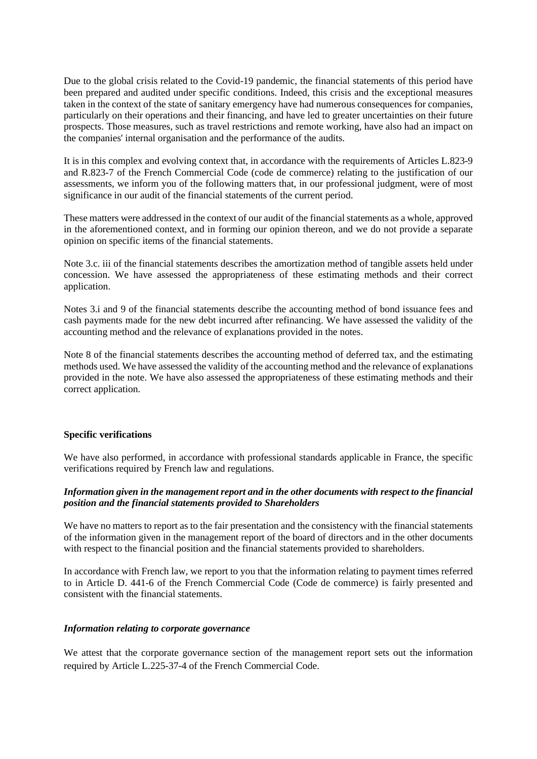Due to the global crisis related to the Covid-19 pandemic, the financial statements of this period have been prepared and audited under specific conditions. Indeed, this crisis and the exceptional measures taken in the context of the state of sanitary emergency have had numerous consequences for companies, particularly on their operations and their financing, and have led to greater uncertainties on their future prospects. Those measures, such as travel restrictions and remote working, have also had an impact on the companies' internal organisation and the performance of the audits.

It is in this complex and evolving context that, in accordance with the requirements of Articles L.823-9 and R.823-7 of the French Commercial Code (code de commerce) relating to the justification of our assessments, we inform you of the following matters that, in our professional judgment, were of most significance in our audit of the financial statements of the current period.

These matters were addressed in the context of our audit of the financial statements as a whole, approved in the aforementioned context, and in forming our opinion thereon, and we do not provide a separate opinion on specific items of the financial statements.

Note 3.c. iii of the financial statements describes the amortization method of tangible assets held under concession. We have assessed the appropriateness of these estimating methods and their correct application.

Notes 3.i and 9 of the financial statements describe the accounting method of bond issuance fees and cash payments made for the new debt incurred after refinancing. We have assessed the validity of the accounting method and the relevance of explanations provided in the notes.

Note 8 of the financial statements describes the accounting method of deferred tax, and the estimating methods used. We have assessed the validity of the accounting method and the relevance of explanations provided in the note. We have also assessed the appropriateness of these estimating methods and their correct application.

**Specific verifications**

We have also performed, in accordance with professional standards applicable in France, the specific verifications required by French law and regulations.

***Information given in the management report and in the other documents with respect to the financial position and the financial statements provided to Shareholders***

We have no matters to report as to the fair presentation and the consistency with the financial statements of the information given in the management report of the board of directors and in the other documents with respect to the financial position and the financial statements provided to shareholders.

In accordance with French law, we report to you that the information relating to payment times referred to in Article D. 441-6 of the French Commercial Code (Code de commerce) is fairly presented and consistent with the financial statements.

***Information relating to corporate governance***

We attest that the corporate governance section of the management report sets out the information required by Article L.225-37-4 of the French Commercial Code.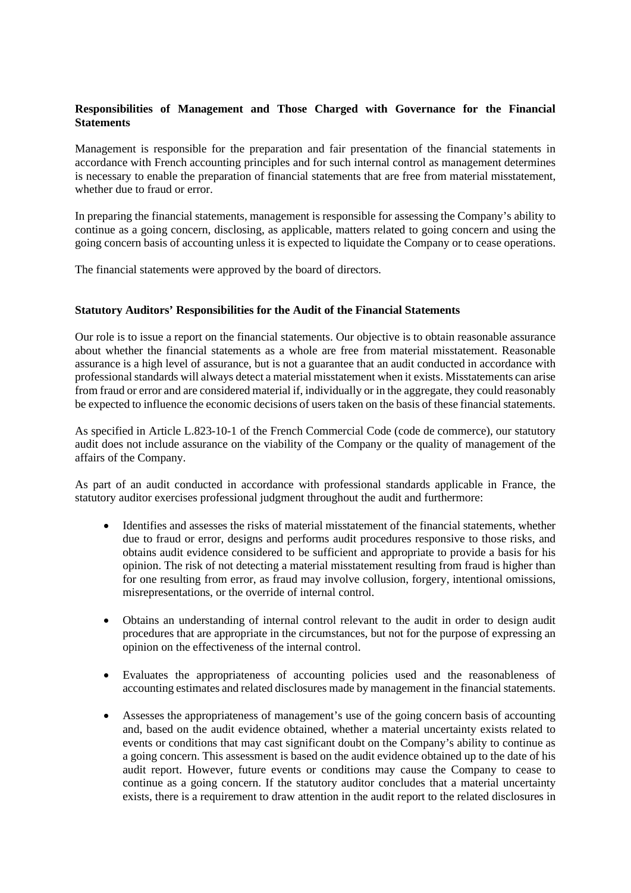**Responsibilities of Management and Those Charged with Governance for the Financial Statements**

Management is responsible for the preparation and fair presentation of the financial statements in accordance with French accounting principles and for such internal control as management determines is necessary to enable the preparation of financial statements that are free from material misstatement, whether due to fraud or error.

In preparing the financial statements, management is responsible for assessing the Company's ability to continue as a going concern, disclosing, as applicable, matters related to going concern and using the going concern basis of accounting unless it is expected to liquidate the Company or to cease operations.

The financial statements were approved by the board of directors.

**Statutory Auditors' Responsibilities for the Audit of the Financial Statements**

Our role is to issue a report on the financial statements. Our objective is to obtain reasonable assurance about whether the financial statements as a whole are free from material misstatement. Reasonable assurance is a high level of assurance, but is not a guarantee that an audit conducted in accordance with professional standards will always detect a material misstatement when it exists. Misstatements can arise from fraud or error and are considered material if, individually or in the aggregate, they could reasonably be expected to influence the economic decisions of users taken on the basis of these financial statements.

As specified in Article L.823-10-1 of the French Commercial Code (code de commerce), our statutory audit does not include assurance on the viability of the Company or the quality of management of the affairs of the Company.

As part of an audit conducted in accordance with professional standards applicable in France, the statutory auditor exercises professional judgment throughout the audit and furthermore:

- Identifies and assesses the risks of material misstatement of the financial statements, whether due to fraud or error, designs and performs audit procedures responsive to those risks, and obtains audit evidence considered to be sufficient and appropriate to provide a basis for his opinion. The risk of not detecting a material misstatement resulting from fraud is higher than for one resulting from error, as fraud may involve collusion, forgery, intentional omissions, misrepresentations, or the override of internal control.

- Obtains an understanding of internal control relevant to the audit in order to design audit procedures that are appropriate in the circumstances, but not for the purpose of expressing an opinion on the effectiveness of the internal control.

- Evaluates the appropriateness of accounting policies used and the reasonableness of accounting estimates and related disclosures made by management in the financial statements.

- Assesses the appropriateness of management's use of the going concern basis of accounting and, based on the audit evidence obtained, whether a material uncertainty exists related to events or conditions that may cast significant doubt on the Company's ability to continue as a going concern. This assessment is based on the audit evidence obtained up to the date of his audit report. However, future events or conditions may cause the Company to cease to continue as a going concern. If the statutory auditor concludes that a material uncertainty exists, there is a requirement to draw attention in the audit report to the related disclosures in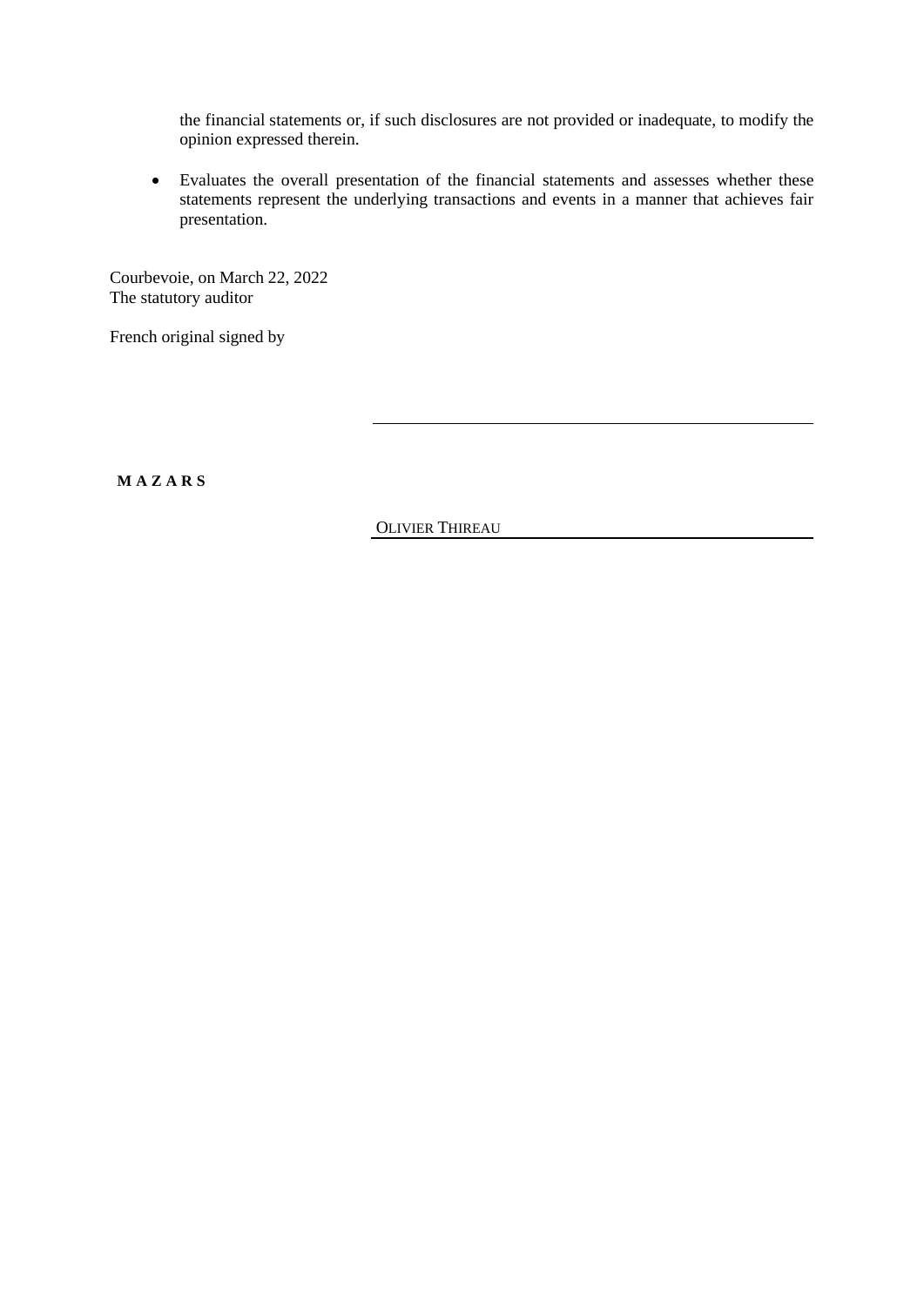the financial statements or, if such disclosures are not provided or inadequate, to modify the opinion expressed therein.

- Evaluates the overall presentation of the financial statements and assesses whether these statements represent the underlying transactions and events in a manner that achieves fair presentation.

Courbevoie, on March 22, 2022
The statutory auditor

French original signed by

**M A Z A R S**

OLIVIER THIREAU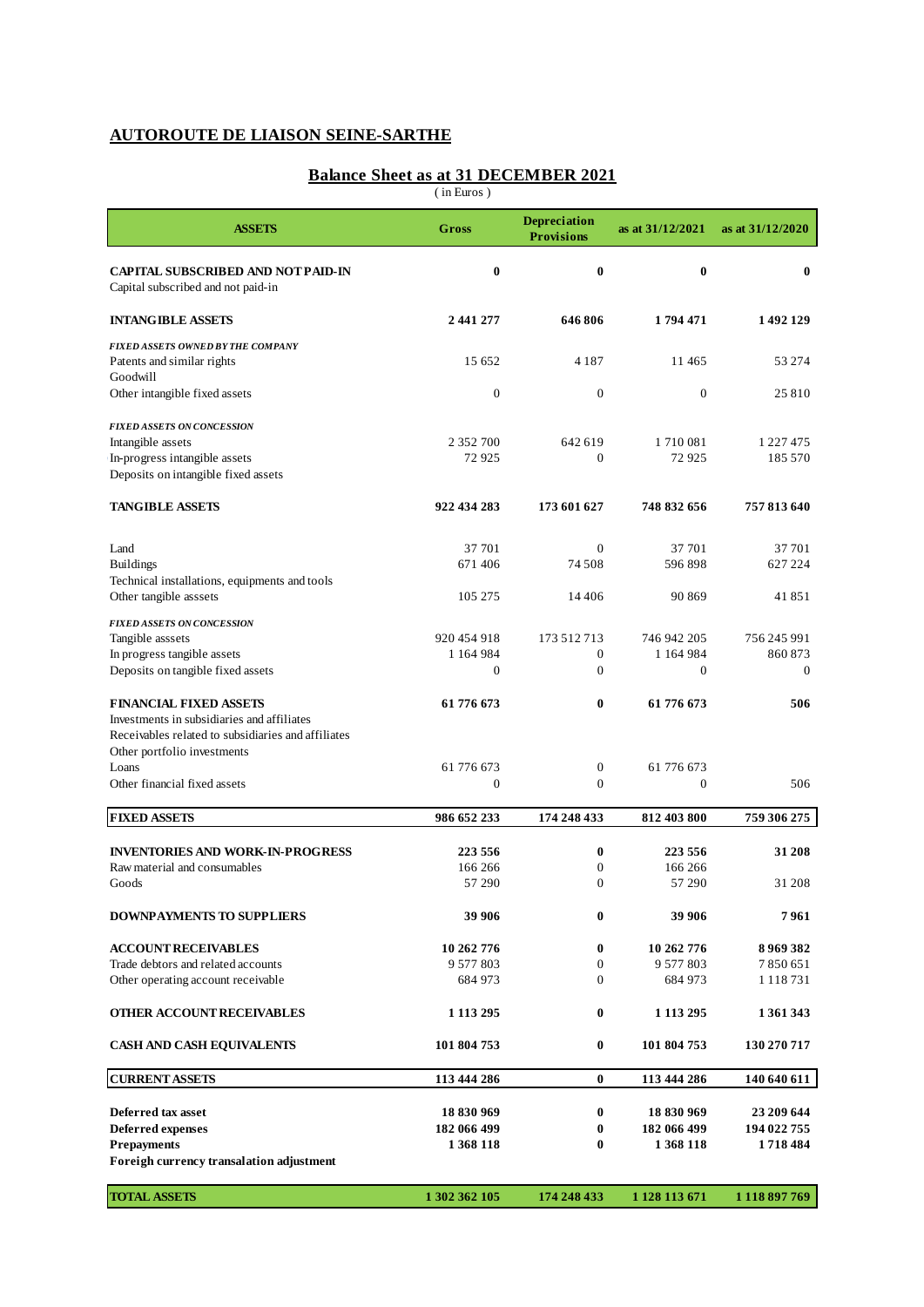## AUTOROUTE DE LIAISON SEINE-SARTHE

### Balance Sheet as at 31 DECEMBER 2021

( in Euros )

| ASSETS | Gross | Depreciation Provisions | as at 31/12/2021 | as at 31/12/2020 |
|---|---|---|---|---|
| **CAPITAL SUBSCRIBED AND NOT PAID-IN** | **0** | **0** | **0** | **0** |
| Capital subscribed and not paid-in | | | | |
| **INTANGIBLE ASSETS** | **2 441 277** | **646 806** | **1 794 471** | **1 492 129** |
| ***FIXED ASSETS OWNED BY THE COMPANY*** | | | | |
| Patents and similar rights | 15 652 | 4 187 | 11 465 | 53 274 |
| Goodwill | | | | |
| Other intangible fixed assets | 0 | 0 | 0 | 25 810 |
| ***FIXED ASSETS ON CONCESSION*** | | | | |
| Intangible assets | 2 352 700 | 642 619 | 1 710 081 | 1 227 475 |
| In-progress intangible assets | 72 925 | 0 | 72 925 | 185 570 |
| Deposits on intangible fixed assets | | | | |
| **TANGIBLE ASSETS** | **922 434 283** | **173 601 627** | **748 832 656** | **757 813 640** |
| Land | 37 701 | 0 | 37 701 | 37 701 |
| Buildings | 671 406 | 74 508 | 596 898 | 627 224 |
| Technical installations, equipments and tools | | | | |
| Other tangible asssets | 105 275 | 14 406 | 90 869 | 41 851 |
| ***FIXED ASSETS ON CONCESSION*** | | | | |
| Tangible asssets | 920 454 918 | 173 512 713 | 746 942 205 | 756 245 991 |
| In progress tangible assets | 1 164 984 | 0 | 1 164 984 | 860 873 |
| Deposits on tangible fixed assets | 0 | 0 | 0 | 0 |
| **FINANCIAL FIXED ASSETS** | **61 776 673** | **0** | **61 776 673** | **506** |
| Investments in subsidiaries and affiliates | | | | |
| Receivables related to subsidiaries and affiliates | | | | |
| Other portfolio investments | | | | |
| Loans | 61 776 673 | 0 | 61 776 673 | |
| Other financial fixed assets | 0 | 0 | 0 | 506 |
| **FIXED ASSETS** | **986 652 233** | **174 248 433** | **812 403 800** | **759 306 275** |
| **INVENTORIES AND WORK-IN-PROGRESS** | **223 556** | **0** | **223 556** | **31 208** |
| Raw material and consumables | 166 266 | 0 | 166 266 | |
| Goods | 57 290 | 0 | 57 290 | 31 208 |
| **DOWNPAYMENTS TO SUPPLIERS** | **39 906** | **0** | **39 906** | **7 961** |
| **ACCOUNT RECEIVABLES** | **10 262 776** | **0** | **10 262 776** | **8 969 382** |
| Trade debtors and related accounts | 9 577 803 | 0 | 9 577 803 | 7 850 651 |
| Other operating account receivable | 684 973 | 0 | 684 973 | 1 118 731 |
| **OTHER ACCOUNT RECEIVABLES** | **1 113 295** | **0** | **1 113 295** | **1 361 343** |
| **CASH AND CASH EQUIVALENTS** | **101 804 753** | **0** | **101 804 753** | **130 270 717** |
| **CURRENT ASSETS** | **113 444 286** | **0** | **113 444 286** | **140 640 611** |
| **Deferred tax asset** | **18 830 969** | **0** | **18 830 969** | **23 209 644** |
| **Deferred expenses** | **182 066 499** | **0** | **182 066 499** | **194 022 755** |
| **Prepayments** | **1 368 118** | **0** | **1 368 118** | **1 718 484** |
| **Foreign currency transalation adjustment** | | | | |
| **TOTAL ASSETS** | **1 302 362 105** | **174 248 433** | **1 128 113 671** | **1 118 897 769** |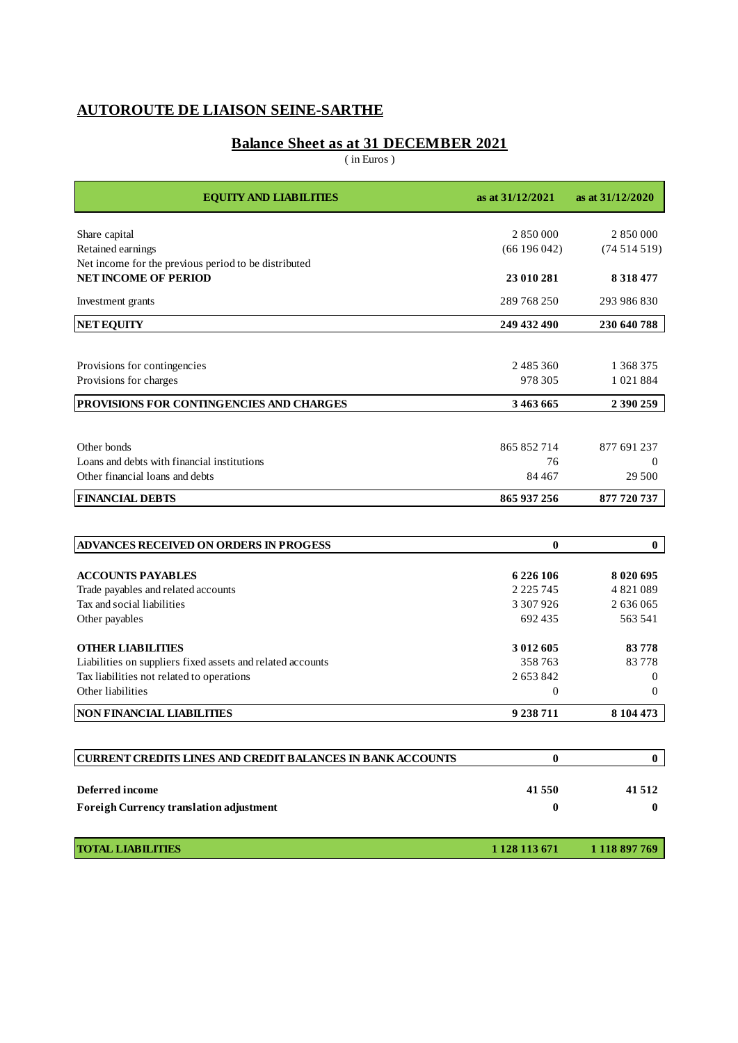# AUTOROUTE DE LIAISON SEINE-SARTHE

## Balance Sheet as at 31 DECEMBER 2021

( in Euros )

| EQUITY AND LIABILITIES | as at 31/12/2021 | as at 31/12/2020 |
|---|---|---|
| Share capital | 2 850 000 | 2 850 000 |
| Retained earnings | (66 196 042) | (74 514 519) |
| Net income for the previous period to be distributed | | |
| **NET INCOME OF PERIOD** | **23 010 281** | **8 318 477** |
| Investment grants | 289 768 250 | 293 986 830 |
| **NET EQUITY** | **249 432 490** | **230 640 788** |
| | | |
| Provisions for contingencies | 2 485 360 | 1 368 375 |
| Provisions for charges | 978 305 | 1 021 884 |
| **PROVISIONS FOR CONTINGENCIES AND CHARGES** | **3 463 665** | **2 390 259** |
| | | |
| Other bonds | 865 852 714 | 877 691 237 |
| Loans and debts with financial institutions | 76 | 0 |
| Other financial loans and debts | 84 467 | 29 500 |
| **FINANCIAL DEBTS** | **865 937 256** | **877 720 737** |
| | | |
| **ADVANCES RECEIVED ON ORDERS IN PROGESS** | **0** | **0** |
| | | |
| **ACCOUNTS PAYABLES** | **6 226 106** | **8 020 695** |
| Trade payables and related accounts | 2 225 745 | 4 821 089 |
| Tax and social liabilities | 3 307 926 | 2 636 065 |
| Other payables | 692 435 | 563 541 |
| **OTHER LIABILITIES** | **3 012 605** | **83 778** |
| Liabilities on suppliers fixed assets and related accounts | 358 763 | 83 778 |
| Tax liabilities not related to operations | 2 653 842 | 0 |
| Other liabilities | 0 | 0 |
| **NON FINANCIAL LIABILITIES** | **9 238 711** | **8 104 473** |
| | | |
| **CURRENT CREDITS LINES AND CREDIT BALANCES IN BANK ACCOUNTS** | **0** | **0** |
| | | |
| **Deferred income** | **41 550** | **41 512** |
| **Foreigh Currency translation adjustment** | **0** | **0** |
| | | |
| **TOTAL LIABILITIES** | **1 128 113 671** | **1 118 897 769** |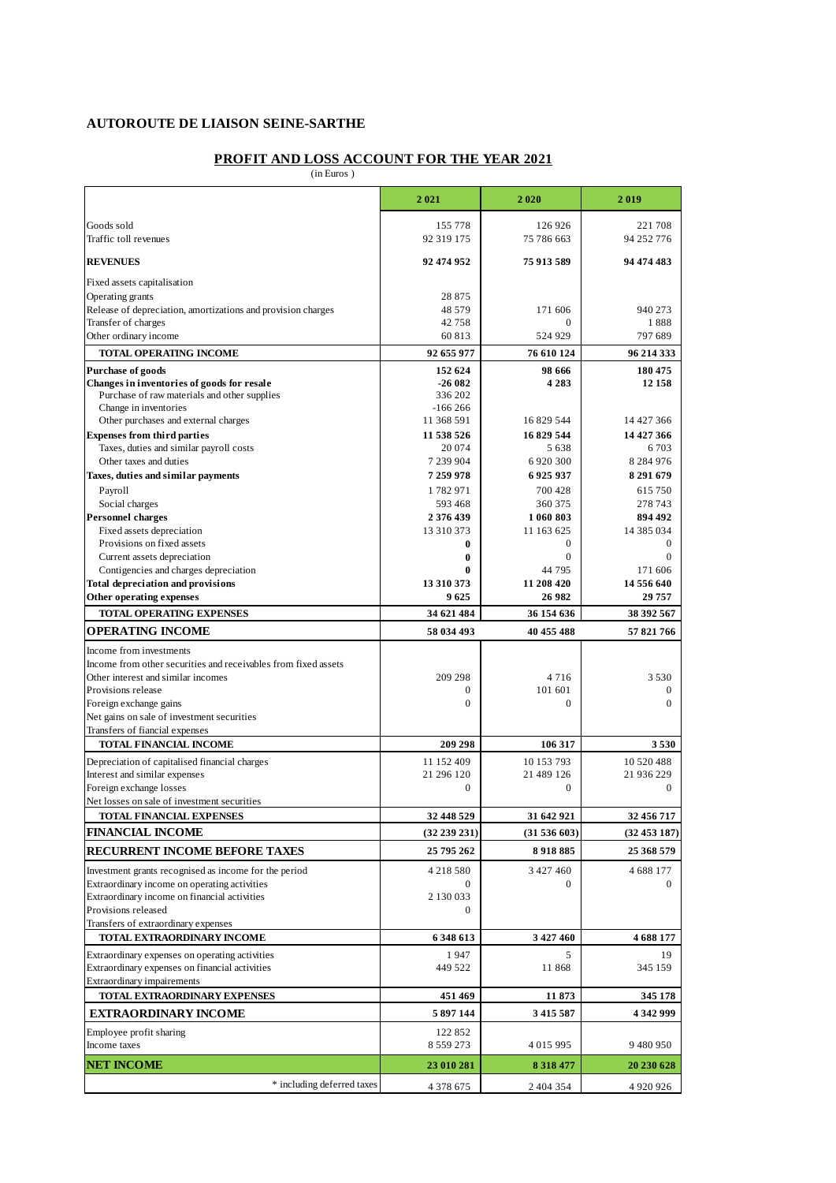**AUTOROUTE DE LIAISON SEINE-SARTHE**

## PROFIT AND LOSS ACCOUNT FOR THE YEAR 2021

(in Euros )

| | 2 021 | 2 020 | 2 019 |
|---|---|---|---|
| Goods sold | 155 778 | 126 926 | 221 708 |
| Traffic toll revenues | 92 319 175 | 75 786 663 | 94 252 776 |
| **REVENUES** | **92 474 952** | **75 913 589** | **94 474 483** |
| Fixed assets capitalisation | | | |
| Operating grants | 28 875 | | |
| Release of depreciation, amortizations and provision charges | 48 579 | 171 606 | 940 273 |
| Transfer of charges | 42 758 | 0 | 1 888 |
| Other ordinary income | 60 813 | 524 929 | 797 689 |
| **TOTAL OPERATING INCOME** | **92 655 977** | **76 610 124** | **96 214 333** |
| **Purchase of goods** | **152 624** | **98 666** | **180 475** |
| **Changes in inventories of goods for resale** | **-26 082** | **4 283** | **12 158** |
| Purchase of raw materials and other supplies | 336 202 | | |
| Change in inventories | -166 266 | | |
| Other purchases and external charges | 11 368 591 | 16 829 544 | 14 427 366 |
| **Expenses from third parties** | **11 538 526** | **16 829 544** | **14 427 366** |
| Taxes, duties and similar payroll costs | 20 074 | 5 638 | 6 703 |
| Other taxes and duties | 7 239 904 | 6 920 300 | 8 284 976 |
| **Taxes, duties and similar payments** | **7 259 978** | **6 925 937** | **8 291 679** |
| Payroll | 1 782 971 | 700 428 | 615 750 |
| Social charges | 593 468 | 360 375 | 278 743 |
| **Personnel charges** | **2 376 439** | **1 060 803** | **894 492** |
| Fixed assets depreciation | 13 310 373 | 11 163 625 | 14 385 034 |
| Provisions on fixed assets | **0** | 0 | 0 |
| Current assets depreciation | **0** | 0 | 0 |
| Contigencies and charges depreciation | **0** | 44 795 | 171 606 |
| **Total depreciation and provisions** | **13 310 373** | **11 208 420** | **14 556 640** |
| **Other operating expenses** | **9 625** | **26 982** | **29 757** |
| **TOTAL OPERATING EXPENSES** | **34 621 484** | **36 154 636** | **38 392 567** |
| **OPERATING INCOME** | **58 034 493** | **40 455 488** | **57 821 766** |
| Income from investments | | | |
| Income from other securities and receivables from fixed assets | | | |
| Other interest and similar incomes | 209 298 | 4 716 | 3 530 |
| Provisions release | 0 | 101 601 | 0 |
| Foreign exchange gains | 0 | 0 | 0 |
| Net gains on sale of investment securities | | | |
| Transfers of fiancial expenses | | | |
| **TOTAL FINANCIAL INCOME** | **209 298** | **106 317** | **3 530** |
| Depreciation of capitalised financial charges | 11 152 409 | 10 153 793 | 10 520 488 |
| Interest and similar expenses | 21 296 120 | 21 489 126 | 21 936 229 |
| Foreign exchange losses | 0 | 0 | 0 |
| Net losses on sale of investment securities | | | |
| **TOTAL FINANCIAL EXPENSES** | **32 448 529** | **31 642 921** | **32 456 717** |
| **FINANCIAL INCOME** | **(32 239 231)** | **(31 536 603)** | **(32 453 187)** |
| **RECURRENT INCOME BEFORE TAXES** | **25 795 262** | **8 918 885** | **25 368 579** |
| Investment grants recognised as income for the period | 4 218 580 | 3 427 460 | 4 688 177 |
| Extraordinary income on operating activities | 0 | 0 | 0 |
| Extraordinary income on financial activities | 2 130 033 | | |
| Provisions released | 0 | | |
| Transfers of extraordinary expenses | | | |
| **TOTAL EXTRAORDINARY INCOME** | **6 348 613** | **3 427 460** | **4 688 177** |
| Extraordinary expenses on operating activities | 1 947 | 5 | 19 |
| Extraordinary expenses on financial activities | 449 522 | 11 868 | 345 159 |
| Extraordinary impairements | | | |
| **TOTAL EXTRAORDINARY EXPENSES** | **451 469** | **11 873** | **345 178** |
| **EXTRAORDINARY INCOME** | **5 897 144** | **3 415 587** | **4 342 999** |
| Employee profit sharing | 122 852 | | |
| Income taxes | 8 559 273 | 4 015 995 | 9 480 950 |
| **NET INCOME** | **23 010 281** | **8 318 477** | **20 230 628** |
| * including deferred taxes | 4 378 675 | 2 404 354 | 4 920 926 |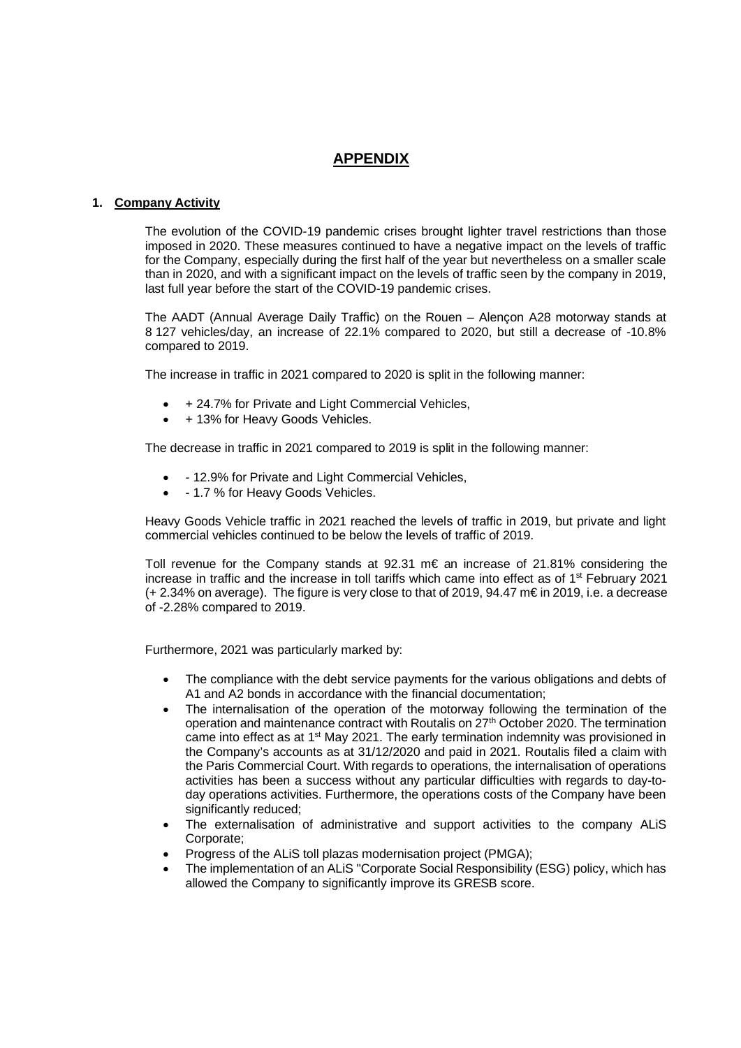# APPENDIX

## 1. Company Activity

The evolution of the COVID-19 pandemic crises brought lighter travel restrictions than those imposed in 2020. These measures continued to have a negative impact on the levels of traffic for the Company, especially during the first half of the year but nevertheless on a smaller scale than in 2020, and with a significant impact on the levels of traffic seen by the company in 2019, last full year before the start of the COVID-19 pandemic crises.

The AADT (Annual Average Daily Traffic) on the Rouen – Alençon A28 motorway stands at 8 127 vehicles/day, an increase of 22.1% compared to 2020, but still a decrease of -10.8% compared to 2019.

The increase in traffic in 2021 compared to 2020 is split in the following manner:

- + 24.7% for Private and Light Commercial Vehicles,
- + 13% for Heavy Goods Vehicles.

The decrease in traffic in 2021 compared to 2019 is split in the following manner:

- - 12.9% for Private and Light Commercial Vehicles,
- - 1.7 % for Heavy Goods Vehicles.

Heavy Goods Vehicle traffic in 2021 reached the levels of traffic in 2019, but private and light commercial vehicles continued to be below the levels of traffic of 2019.

Toll revenue for the Company stands at 92.31 m€ an increase of 21.81% considering the increase in traffic and the increase in toll tariffs which came into effect as of 1st February 2021 (+ 2.34% on average). The figure is very close to that of 2019, 94.47 m€ in 2019, i.e. a decrease of -2.28% compared to 2019.

Furthermore, 2021 was particularly marked by:

- The compliance with the debt service payments for the various obligations and debts of A1 and A2 bonds in accordance with the financial documentation;
- The internalisation of the operation of the motorway following the termination of the operation and maintenance contract with Routalis on 27th October 2020. The termination came into effect as at 1st May 2021. The early termination indemnity was provisioned in the Company's accounts as at 31/12/2020 and paid in 2021. Routalis filed a claim with the Paris Commercial Court. With regards to operations, the internalisation of operations activities has been a success without any particular difficulties with regards to day-to-day operations activities. Furthermore, the operations costs of the Company have been significantly reduced;
- The externalisation of administrative and support activities to the company ALiS Corporate;
- Progress of the ALiS toll plazas modernisation project (PMGA);
- The implementation of an ALiS "Corporate Social Responsibility (ESG) policy, which has allowed the Company to significantly improve its GRESB score.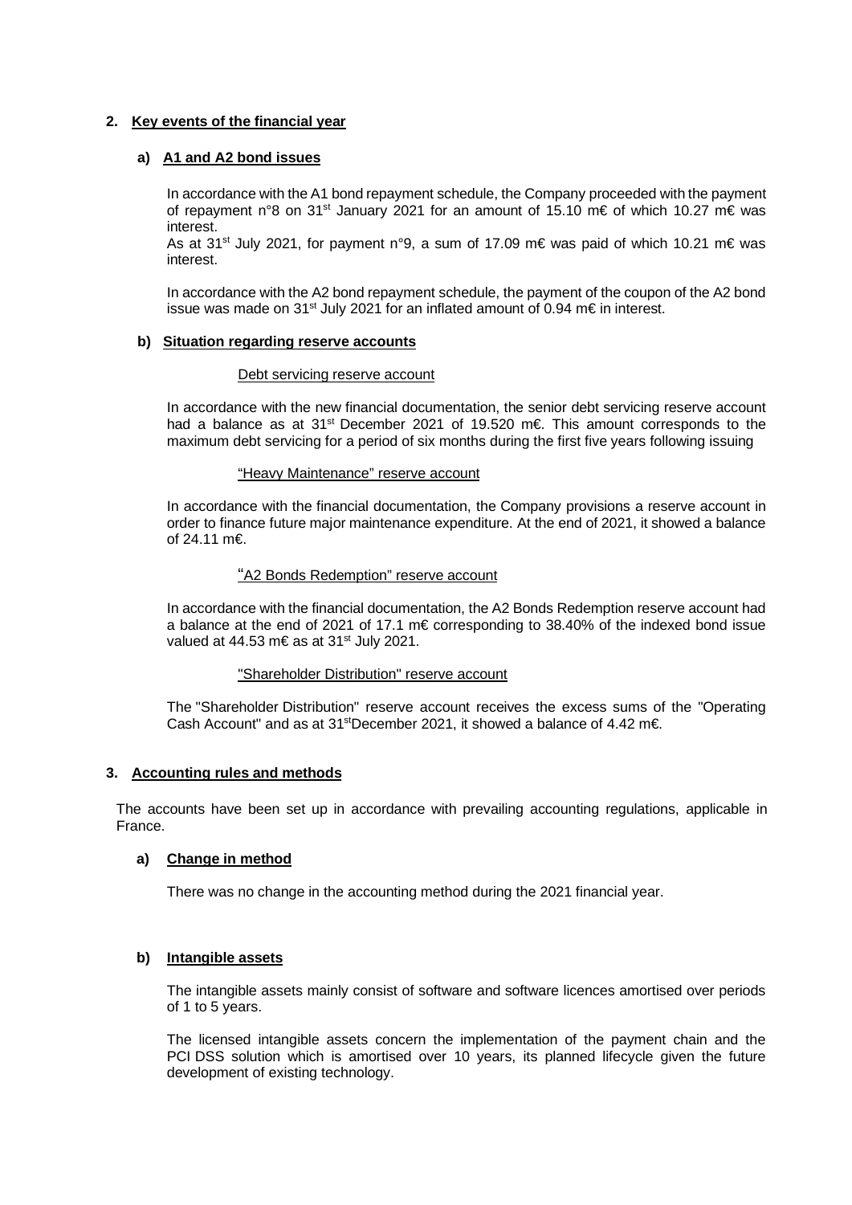## 2. Key events of the financial year

### a) A1 and A2 bond issues

In accordance with the A1 bond repayment schedule, the Company proceeded with the payment of repayment n°8 on 31st January 2021 for an amount of 15.10 m€ of which 10.27 m€ was interest.
As at 31st July 2021, for payment n°9, a sum of 17.09 m€ was paid of which 10.21 m€ was interest.

In accordance with the A2 bond repayment schedule, the payment of the coupon of the A2 bond issue was made on 31st July 2021 for an inflated amount of 0.94 m€ in interest.

### b) Situation regarding reserve accounts

Debt servicing reserve account

In accordance with the new financial documentation, the senior debt servicing reserve account had a balance as at 31st December 2021 of 19.520 m€. This amount corresponds to the maximum debt servicing for a period of six months during the first five years following issuing

"Heavy Maintenance" reserve account

In accordance with the financial documentation, the Company provisions a reserve account in order to finance future major maintenance expenditure. At the end of 2021, it showed a balance of 24.11 m€.

"A2 Bonds Redemption" reserve account

In accordance with the financial documentation, the A2 Bonds Redemption reserve account had a balance at the end of 2021 of 17.1 m€ corresponding to 38.40% of the indexed bond issue valued at 44.53 m€ as at 31st July 2021.

"Shareholder Distribution" reserve account

The "Shareholder Distribution" reserve account receives the excess sums of the "Operating Cash Account" and as at 31st December 2021, it showed a balance of 4.42 m€.

## 3. Accounting rules and methods

The accounts have been set up in accordance with prevailing accounting regulations, applicable in France.

### a) Change in method

There was no change in the accounting method during the 2021 financial year.

### b) Intangible assets

The intangible assets mainly consist of software and software licences amortised over periods of 1 to 5 years.

The licensed intangible assets concern the implementation of the payment chain and the PCI DSS solution which is amortised over 10 years, its planned lifecycle given the future development of existing technology.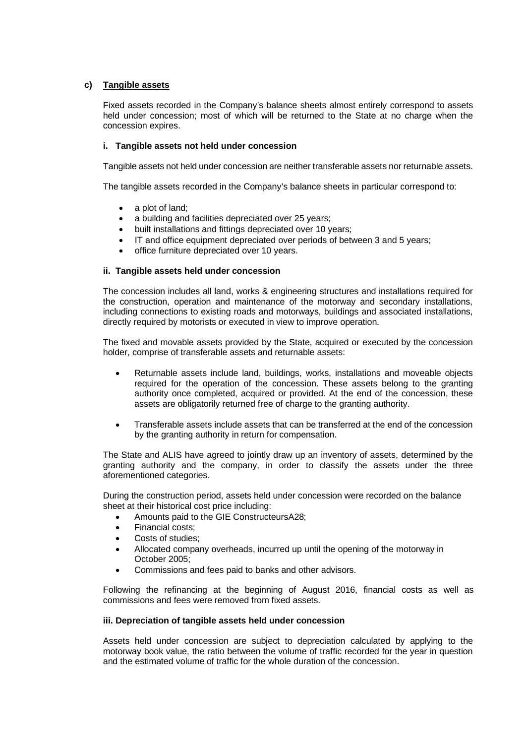### c) Tangible assets

Fixed assets recorded in the Company's balance sheets almost entirely correspond to assets held under concession; most of which will be returned to the State at no charge when the concession expires.

#### i. Tangible assets not held under concession

Tangible assets not held under concession are neither transferable assets nor returnable assets.

The tangible assets recorded in the Company's balance sheets in particular correspond to:

- a plot of land;
- a building and facilities depreciated over 25 years;
- built installations and fittings depreciated over 10 years;
- IT and office equipment depreciated over periods of between 3 and 5 years;
- office furniture depreciated over 10 years.

#### ii. Tangible assets held under concession

The concession includes all land, works & engineering structures and installations required for the construction, operation and maintenance of the motorway and secondary installations, including connections to existing roads and motorways, buildings and associated installations, directly required by motorists or executed in view to improve operation.

The fixed and movable assets provided by the State, acquired or executed by the concession holder, comprise of transferable assets and returnable assets:

- Returnable assets include land, buildings, works, installations and moveable objects required for the operation of the concession. These assets belong to the granting authority once completed, acquired or provided. At the end of the concession, these assets are obligatorily returned free of charge to the granting authority.

- Transferable assets include assets that can be transferred at the end of the concession by the granting authority in return for compensation.

The State and ALIS have agreed to jointly draw up an inventory of assets, determined by the granting authority and the company, in order to classify the assets under the three aforementioned categories.

During the construction period, assets held under concession were recorded on the balance sheet at their historical cost price including:

- Amounts paid to the GIE ConstructeursA28;
- Financial costs;
- Costs of studies;
- Allocated company overheads, incurred up until the opening of the motorway in October 2005;
- Commissions and fees paid to banks and other advisors.

Following the refinancing at the beginning of August 2016, financial costs as well as commissions and fees were removed from fixed assets.

#### iii. Depreciation of tangible assets held under concession

Assets held under concession are subject to depreciation calculated by applying to the motorway book value, the ratio between the volume of traffic recorded for the year in question and the estimated volume of traffic for the whole duration of the concession.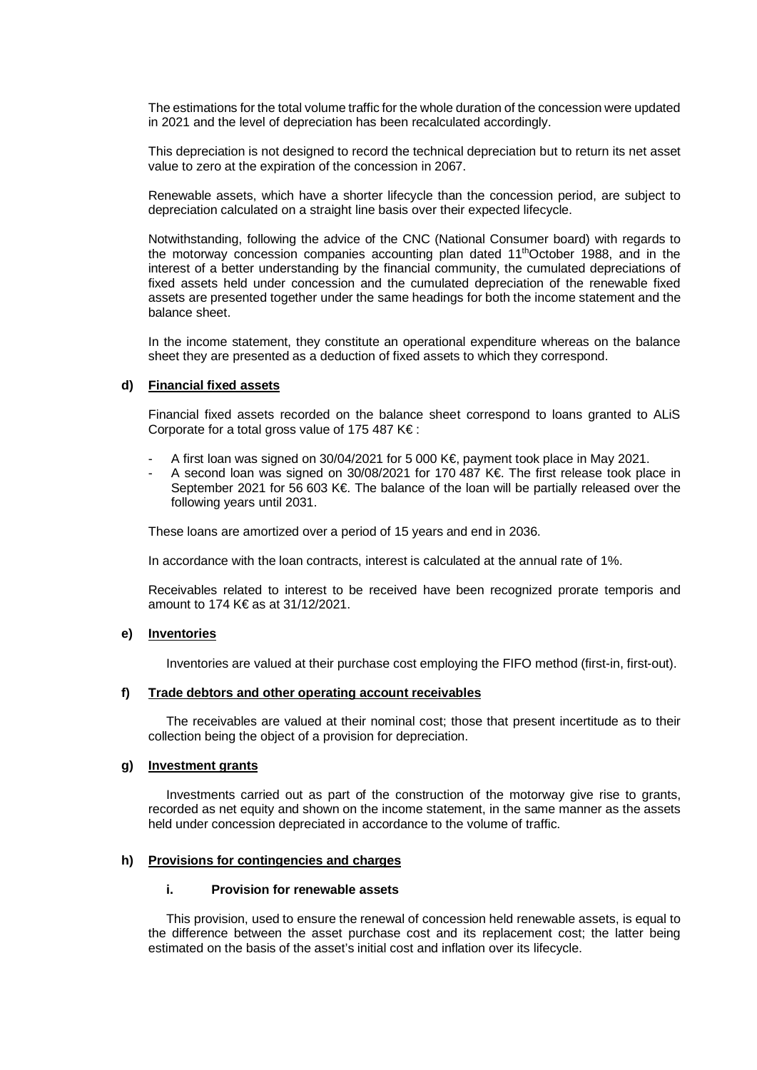The estimations for the total volume traffic for the whole duration of the concession were updated in 2021 and the level of depreciation has been recalculated accordingly.

This depreciation is not designed to record the technical depreciation but to return its net asset value to zero at the expiration of the concession in 2067.

Renewable assets, which have a shorter lifecycle than the concession period, are subject to depreciation calculated on a straight line basis over their expected lifecycle.

Notwithstanding, following the advice of the CNC (National Consumer board) with regards to the motorway concession companies accounting plan dated 11th October 1988, and in the interest of a better understanding by the financial community, the cumulated depreciations of fixed assets held under concession and the cumulated depreciation of the renewable fixed assets are presented together under the same headings for both the income statement and the balance sheet.

In the income statement, they constitute an operational expenditure whereas on the balance sheet they are presented as a deduction of fixed assets to which they correspond.

#### d) Financial fixed assets

Financial fixed assets recorded on the balance sheet correspond to loans granted to ALiS Corporate for a total gross value of 175 487 K€ :

- A first loan was signed on 30/04/2021 for 5 000 K€, payment took place in May 2021.
- A second loan was signed on 30/08/2021 for 170 487 K€. The first release took place in September 2021 for 56 603 K€. The balance of the loan will be partially released over the following years until 2031.

These loans are amortized over a period of 15 years and end in 2036.

In accordance with the loan contracts, interest is calculated at the annual rate of 1%.

Receivables related to interest to be received have been recognized prorate temporis and amount to 174 K€ as at 31/12/2021.

#### e) Inventories

Inventories are valued at their purchase cost employing the FIFO method (first-in, first-out).

#### f) Trade debtors and other operating account receivables

The receivables are valued at their nominal cost; those that present incertitude as to their collection being the object of a provision for depreciation.

#### g) Investment grants

Investments carried out as part of the construction of the motorway give rise to grants, recorded as net equity and shown on the income statement, in the same manner as the assets held under concession depreciated in accordance to the volume of traffic.

#### h) Provisions for contingencies and charges

##### i. Provision for renewable assets

This provision, used to ensure the renewal of concession held renewable assets, is equal to the difference between the asset purchase cost and its replacement cost; the latter being estimated on the basis of the asset's initial cost and inflation over its lifecycle.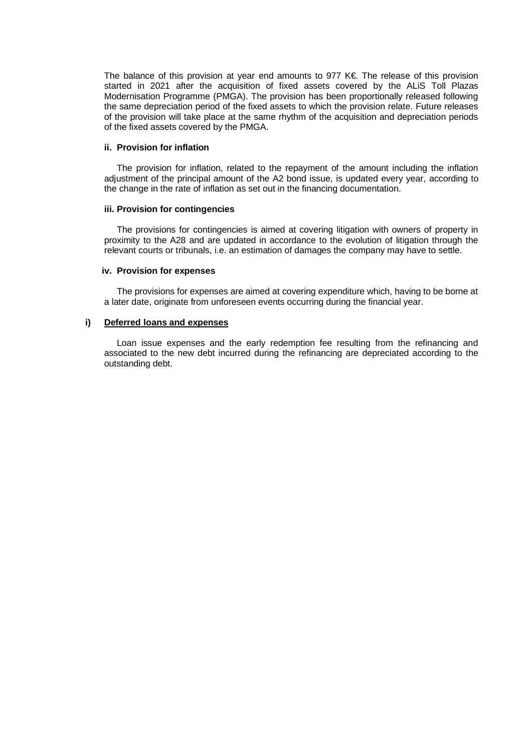The balance of this provision at year end amounts to 977 K€. The release of this provision started in 2021 after the acquisition of fixed assets covered by the ALiS Toll Plazas Modernisation Programme (PMGA). The provision has been proportionally released following the same depreciation period of the fixed assets to which the provision relate. Future releases of the provision will take place at the same rhythm of the acquisition and depreciation periods of the fixed assets covered by the PMGA.

#### ii. Provision for inflation

The provision for inflation, related to the repayment of the amount including the inflation adjustment of the principal amount of the A2 bond issue, is updated every year, according to the change in the rate of inflation as set out in the financing documentation.

#### iii. Provision for contingencies

The provisions for contingencies is aimed at covering litigation with owners of property in proximity to the A28 and are updated in accordance to the evolution of litigation through the relevant courts or tribunals, i.e. an estimation of damages the company may have to settle.

#### iv. Provision for expenses

The provisions for expenses are aimed at covering expenditure which, having to be borne at a later date, originate from unforeseen events occurring during the financial year.

### i) Deferred loans and expenses

Loan issue expenses and the early redemption fee resulting from the refinancing and associated to the new debt incurred during the refinancing are depreciated according to the outstanding debt.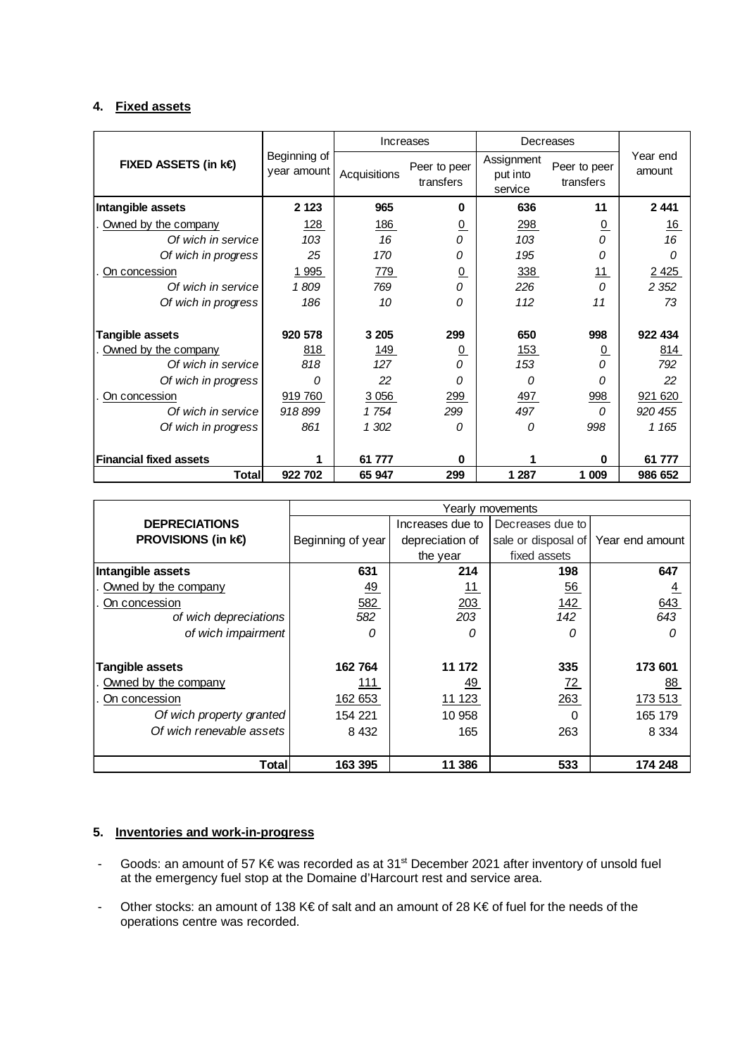## 4. Fixed assets

| FIXED ASSETS (in k€) | Beginning of year amount | Increases | | Decreases | | Year end amount |
|---|---|---|---|---|---|---|
| | | Acquisitions | Peer to peer transfers | Assignment put into service | Peer to peer transfers | |
| **Intangible assets** | **2 123** | **965** | **0** | **636** | **11** | **2 441** |
| . Owned by the company | 128 | 186 | 0 | 298 | 0 | 16 |
| *Of wich in service* | *103* | *16* | *0* | *103* | *0* | *16* |
| *Of wich in progress* | *25* | *170* | *0* | *195* | *0* | *0* |
| . On concession | 1 995 | 779 | 0 | 338 | 11 | 2 425 |
| *Of wich in service* | *1 809* | *769* | *0* | *226* | *0* | *2 352* |
| *Of wich in progress* | *186* | *10* | *0* | *112* | *11* | *73* |
| **Tangible assets** | **920 578** | **3 205** | **299** | **650** | **998** | **922 434** |
| . Owned by the company | 818 | 149 | 0 | 153 | 0 | 814 |
| *Of wich in service* | *818* | *127* | *0* | *153* | *0* | *792* |
| *Of wich in progress* | *0* | *22* | *0* | *0* | *0* | *22* |
| . On concession | 919 760 | 3 056 | 299 | 497 | 998 | 921 620 |
| *Of wich in service* | *918 899* | *1 754* | *299* | *497* | *0* | *920 455* |
| *Of wich in progress* | *861* | *1 302* | *0* | *0* | *998* | *1 165* |
| **Financial fixed assets** | **1** | **61 777** | **0** | **1** | **0** | **61 777** |
| **Total** | **922 702** | **65 947** | **299** | **1 287** | **1 009** | **986 652** |

| DEPRECIATIONS PROVISIONS (in k€) | Yearly movements | | | |
|---|---|---|---|---|
| | Beginning of year | Increases due to depreciation of the year | Decreases due to sale or disposal of fixed assets | Year end amount |
| **Intangible assets** | **631** | **214** | **198** | **647** |
| . Owned by the company | 49 | 11 | 56 | 4 |
| . On concession | 582 | 203 | 142 | 643 |
| *of wich depreciations* | *582* | *203* | *142* | *643* |
| *of wich impairment* | *0* | *0* | *0* | *0* |
| **Tangible assets** | **162 764** | **11 172** | **335** | **173 601** |
| . Owned by the company | 111 | 49 | 72 | 88 |
| . On concession | 162 653 | 11 123 | 263 | 173 513 |
| *Of wich property granted* | 154 221 | 10 958 | 0 | 165 179 |
| *Of wich renevable assets* | 8 432 | 165 | 263 | 8 334 |
| **Total** | **163 395** | **11 386** | **533** | **174 248** |

## 5. Inventories and work-in-progress

- Goods: an amount of 57 K€ was recorded as at 31st December 2021 after inventory of unsold fuel at the emergency fuel stop at the Domaine d'Harcourt rest and service area.
- Other stocks: an amount of 138 K€ of salt and an amount of 28 K€ of fuel for the needs of the operations centre was recorded.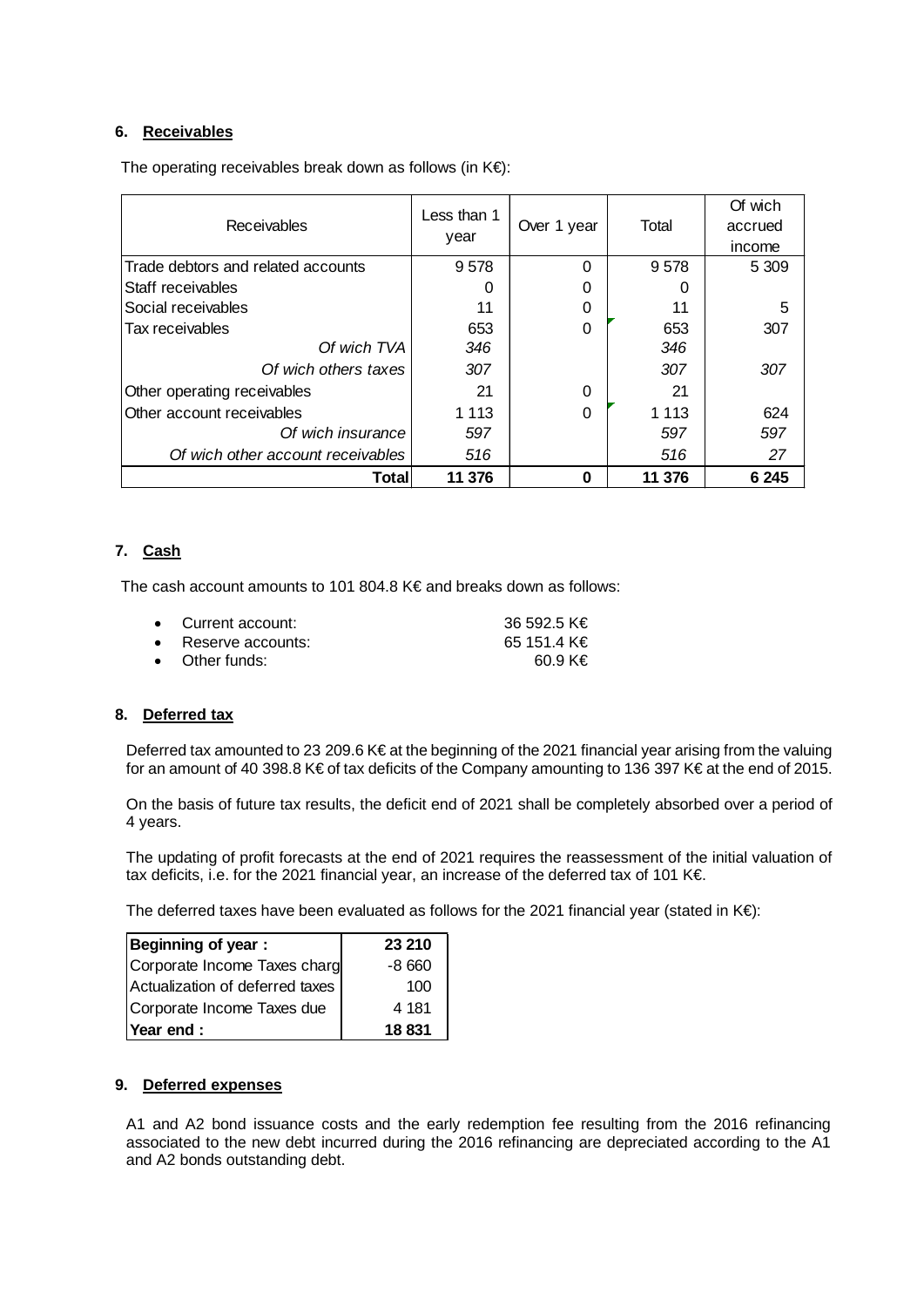## 6. Receivables

The operating receivables break down as follows (in K€):

| Receivables | Less than 1 year | Over 1 year | Total | Of wich accrued income |
|---|---|---|---|---|
| Trade debtors and related accounts | 9 578 | 0 | 9 578 | 5 309 |
| Staff receivables | 0 | 0 | 0 | |
| Social receivables | 11 | 0 | 11 | 5 |
| Tax receivables | 653 | 0 | 653 | 307 |
| *Of wich TVA* | *346* | | *346* | |
| *Of wich others taxes* | *307* | | *307* | *307* |
| Other operating receivables | 21 | 0 | 21 | |
| Other account receivables | 1 113 | 0 | 1 113 | 624 |
| *Of wich insurance* | *597* | | *597* | *597* |
| *Of wich other account receivables* | *516* | | *516* | *27* |
| **Total** | **11 376** | **0** | **11 376** | **6 245** |

## 7. Cash

The cash account amounts to 101 804.8 K€ and breaks down as follows:

- Current account: 36 592.5 K€
- Reserve accounts: 65 151.4 K€
- Other funds: 60.9 K€

## 8. Deferred tax

Deferred tax amounted to 23 209.6 K€ at the beginning of the 2021 financial year arising from the valuing for an amount of 40 398.8 K€ of tax deficits of the Company amounting to 136 397 K€ at the end of 2015.

On the basis of future tax results, the deficit end of 2021 shall be completely absorbed over a period of 4 years.

The updating of profit forecasts at the end of 2021 requires the reassessment of the initial valuation of tax deficits, i.e. for the 2021 financial year, an increase of the deferred tax of 101 K€.

The deferred taxes have been evaluated as follows for the 2021 financial year (stated in K€):

| **Beginning of year :** | **23 210** |
|---|---|
| Corporate Income Taxes charg | -8 660 |
| Actualization of deferred taxes | 100 |
| Corporate Income Taxes due | 4 181 |
| **Year end :** | **18 831** |

## 9. Deferred expenses

A1 and A2 bond issuance costs and the early redemption fee resulting from the 2016 refinancing associated to the new debt incurred during the 2016 refinancing are depreciated according to the A1 and A2 bonds outstanding debt.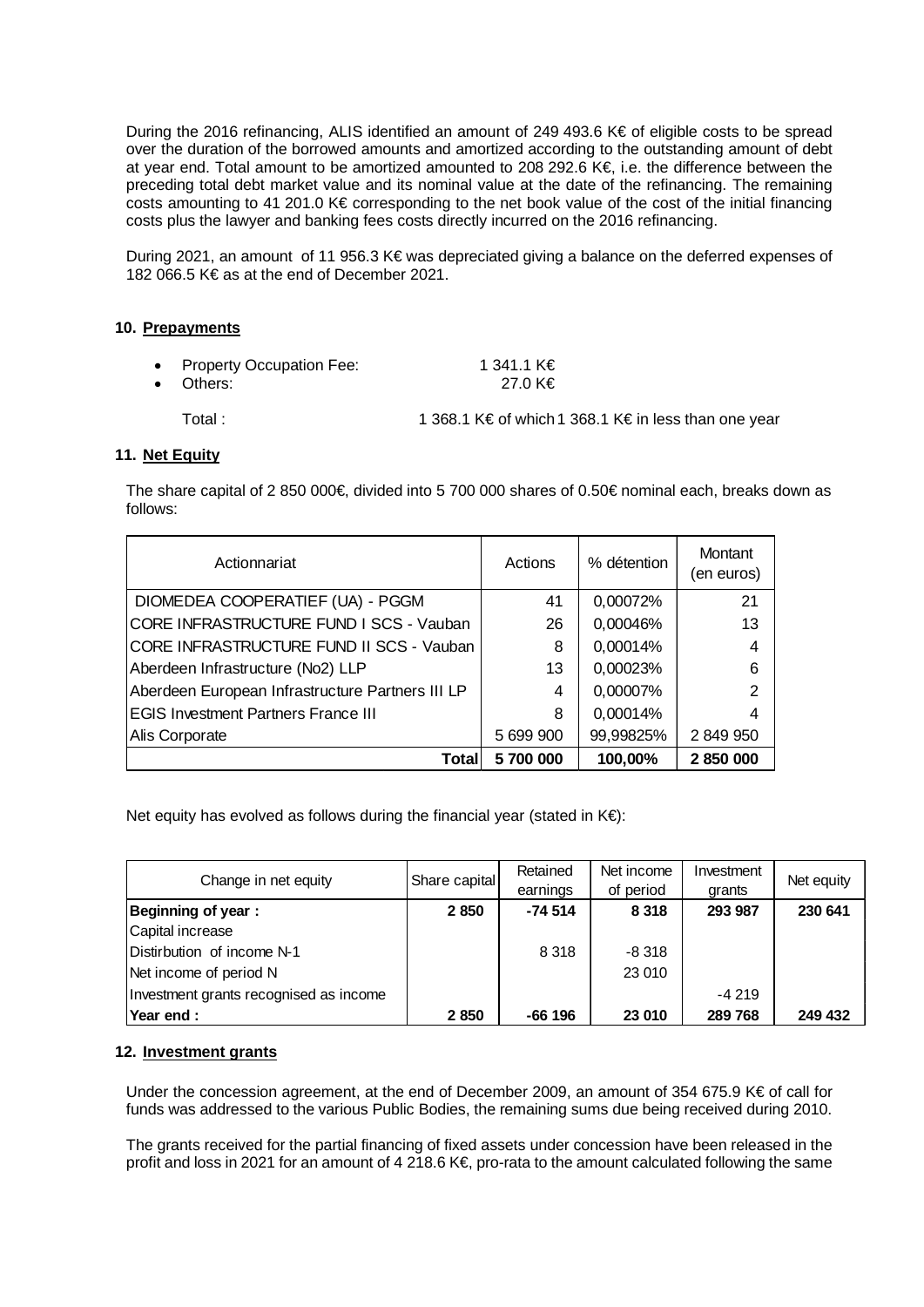During the 2016 refinancing, ALIS identified an amount of 249 493.6 K€ of eligible costs to be spread over the duration of the borrowed amounts and amortized according to the outstanding amount of debt at year end. Total amount to be amortized amounted to 208 292.6 K€, i.e. the difference between the preceding total debt market value and its nominal value at the date of the refinancing. The remaining costs amounting to 41 201.0 K€ corresponding to the net book value of the cost of the initial financing costs plus the lawyer and banking fees costs directly incurred on the 2016 refinancing.

During 2021, an amount of 11 956.3 K€ was depreciated giving a balance on the deferred expenses of 182 066.5 K€ as at the end of December 2021.

## 10. Prepayments

- Property Occupation Fee: 1 341.1 K€
- Others: 27.0 K€

Total : 1 368.1 K€ of which 1 368.1 K€ in less than one year

## 11. Net Equity

The share capital of 2 850 000€, divided into 5 700 000 shares of 0.50€ nominal each, breaks down as follows:

| Actionnariat | Actions | % détention | Montant (en euros) |
|---|---|---|---|
| DIOMEDEA COOPERATIEF (UA) - PGGM | 41 | 0,00072% | 21 |
| CORE INFRASTRUCTURE FUND I SCS - Vauban | 26 | 0,00046% | 13 |
| CORE INFRASTRUCTURE FUND II SCS - Vauban | 8 | 0,00014% | 4 |
| Aberdeen Infrastructure (No2) LLP | 13 | 0,00023% | 6 |
| Aberdeen European Infrastructure Partners III LP | 4 | 0,00007% | 2 |
| EGIS Investment Partners France III | 8 | 0,00014% | 4 |
| Alis Corporate | 5 699 900 | 99,99825% | 2 849 950 |
| **Total** | **5 700 000** | **100,00%** | **2 850 000** |

Net equity has evolved as follows during the financial year (stated in K€):

| Change in net equity | Share capital | Retained earnings | Net income of period | Investment grants | Net equity |
|---|---|---|---|---|---|
| **Beginning of year :** | **2 850** | **-74 514** | **8 318** | **293 987** | **230 641** |
| Capital increase | | | | | |
| Distirbution of income N-1 | | 8 318 | -8 318 | | |
| Net income of period N | | | 23 010 | | |
| Investment grants recognised as income | | | | -4 219 | |
| **Year end :** | **2 850** | **-66 196** | **23 010** | **289 768** | **249 432** |

## 12. Investment grants

Under the concession agreement, at the end of December 2009, an amount of 354 675.9 K€ of call for funds was addressed to the various Public Bodies, the remaining sums due being received during 2010.

The grants received for the partial financing of fixed assets under concession have been released in the profit and loss in 2021 for an amount of 4 218.6 K€, pro-rata to the amount calculated following the same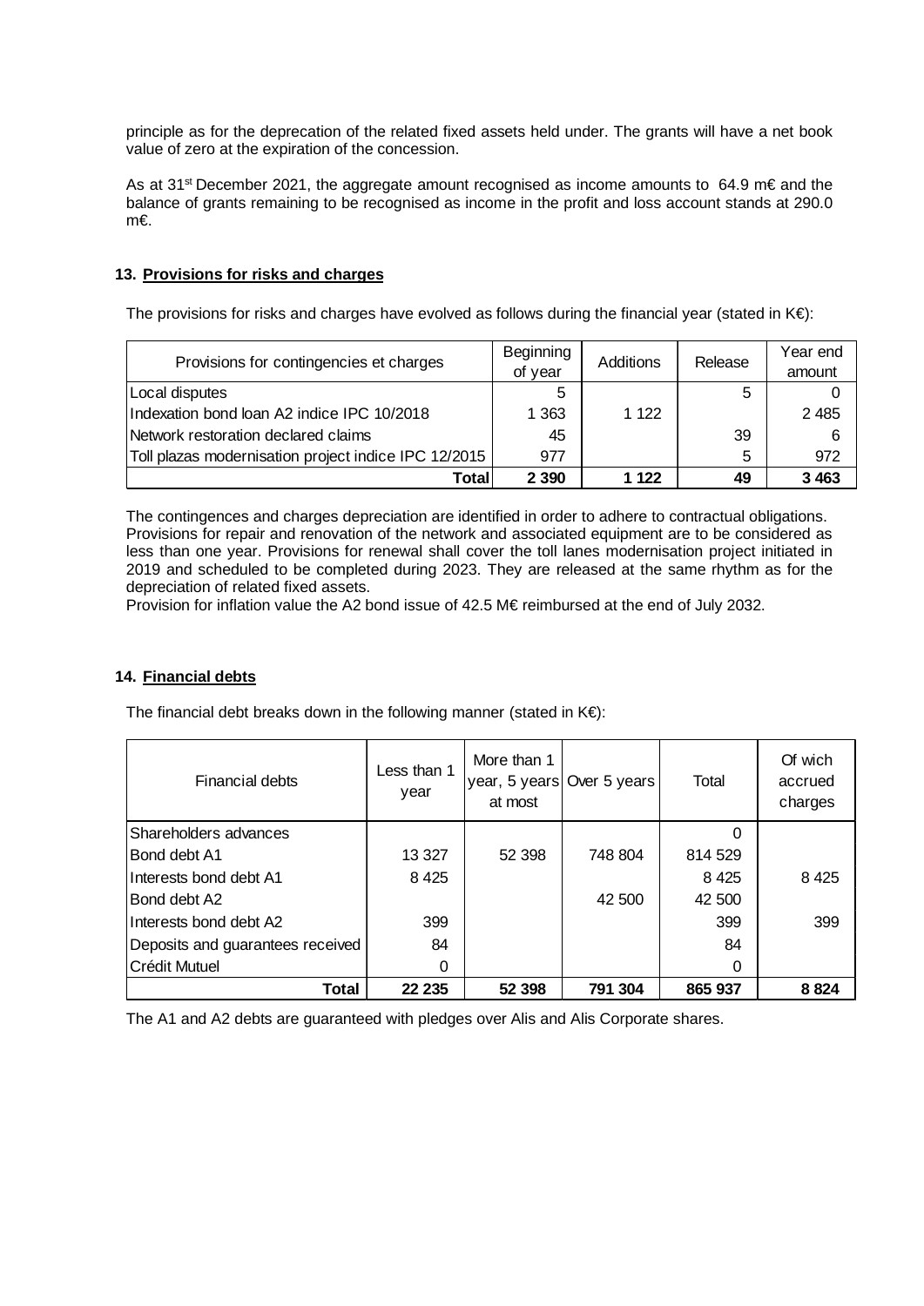principle as for the deprecation of the related fixed assets held under. The grants will have a net book value of zero at the expiration of the concession.

As at 31st December 2021, the aggregate amount recognised as income amounts to 64.9 m€ and the balance of grants remaining to be recognised as income in the profit and loss account stands at 290.0 m€.

## 13. Provisions for risks and charges

The provisions for risks and charges have evolved as follows during the financial year (stated in K€):

| Provisions for contingencies et charges | Beginning of year | Additions | Release | Year end amount |
|---|---|---|---|---|
| Local disputes | 5 | | 5 | 0 |
| Indexation bond loan A2 indice IPC 10/2018 | 1 363 | 1 122 | | 2 485 |
| Network restoration declared claims | 45 | | 39 | 6 |
| Toll plazas modernisation project indice IPC 12/2015 | 977 | | 5 | 972 |
| **Total** | **2 390** | **1 122** | **49** | **3 463** |

The contingences and charges depreciation are identified in order to adhere to contractual obligations. Provisions for repair and renovation of the network and associated equipment are to be considered as less than one year. Provisions for renewal shall cover the toll lanes modernisation project initiated in 2019 and scheduled to be completed during 2023. They are released at the same rhythm as for the depreciation of related fixed assets.
Provision for inflation value the A2 bond issue of 42.5 M€ reimbursed at the end of July 2032.

## 14. Financial debts

The financial debt breaks down in the following manner (stated in K€):

| Financial debts | Less than 1 year | More than 1 year, 5 years at most | Over 5 years | Total | Of wich accrued charges |
|---|---|---|---|---|---|
| Shareholders advances | | | | 0 | |
| Bond debt A1 | 13 327 | 52 398 | 748 804 | 814 529 | |
| Interests bond debt A1 | 8 425 | | | 8 425 | 8 425 |
| Bond debt A2 | | | 42 500 | 42 500 | |
| Interests bond debt A2 | 399 | | | 399 | 399 |
| Deposits and guarantees received | 84 | | | 84 | |
| Crédit Mutuel | 0 | | | 0 | |
| **Total** | **22 235** | **52 398** | **791 304** | **865 937** | **8 824** |

The A1 and A2 debts are guaranteed with pledges over Alis and Alis Corporate shares.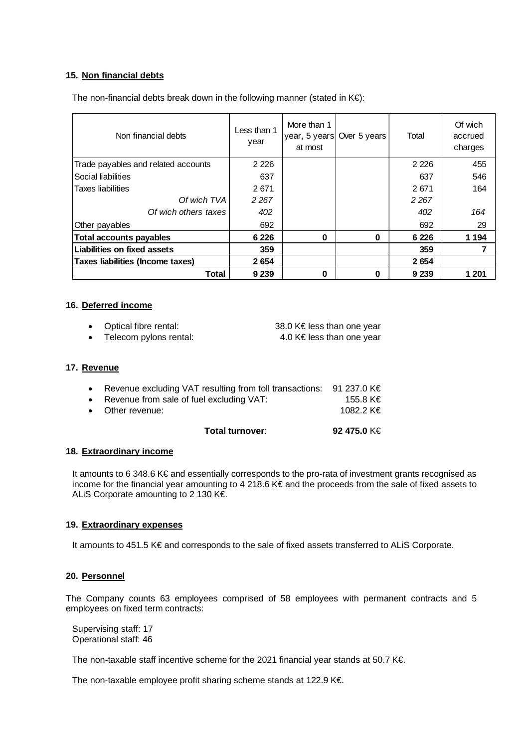## 15. Non financial debts

The non-financial debts break down in the following manner (stated in K€):

| Non financial debts | Less than 1 year | More than 1 year, 5 years at most | Over 5 years | Total | Of wich accrued charges |
|---|---|---|---|---|---|
| Trade payables and related accounts | 2 226 | | | 2 226 | 455 |
| Social liabilities | 637 | | | 637 | 546 |
| Taxes liabilities | 2 671 | | | 2 671 | 164 |
| *Of wich TVA* | *2 267* | | | *2 267* | |
| *Of wich others taxes* | *402* | | | *402* | *164* |
| Other payables | 692 | | | 692 | 29 |
| **Total accounts payables** | **6 226** | **0** | **0** | **6 226** | **1 194** |
| **Liabilities on fixed assets** | **359** | | | **359** | **7** |
| **Taxes liabilities (Income taxes)** | **2 654** | | | **2 654** | |
| **Total** | **9 239** | **0** | **0** | **9 239** | **1 201** |

## 16. Deferred income

- Optical fibre rental: 38.0 K€ less than one year
- Telecom pylons rental: 4.0 K€ less than one year

## 17. Revenue

- Revenue excluding VAT resulting from toll transactions: 91 237.0 K€
- Revenue from sale of fuel excluding VAT: 155.8 K€
- Other revenue: 1082.2 K€

**Total turnover**: **92 475.0** K€

## 18. Extraordinary income

It amounts to 6 348.6 K€ and essentially corresponds to the pro-rata of investment grants recognised as income for the financial year amounting to 4 218.6 K€ and the proceeds from the sale of fixed assets to ALiS Corporate amounting to 2 130 K€.

## 19. Extraordinary expenses

It amounts to 451.5 K€ and corresponds to the sale of fixed assets transferred to ALiS Corporate.

## 20. Personnel

The Company counts 63 employees comprised of 58 employees with permanent contracts and 5 employees on fixed term contracts:

Supervising staff: 17
Operational staff: 46

The non-taxable staff incentive scheme for the 2021 financial year stands at 50.7 K€.

The non-taxable employee profit sharing scheme stands at 122.9 K€.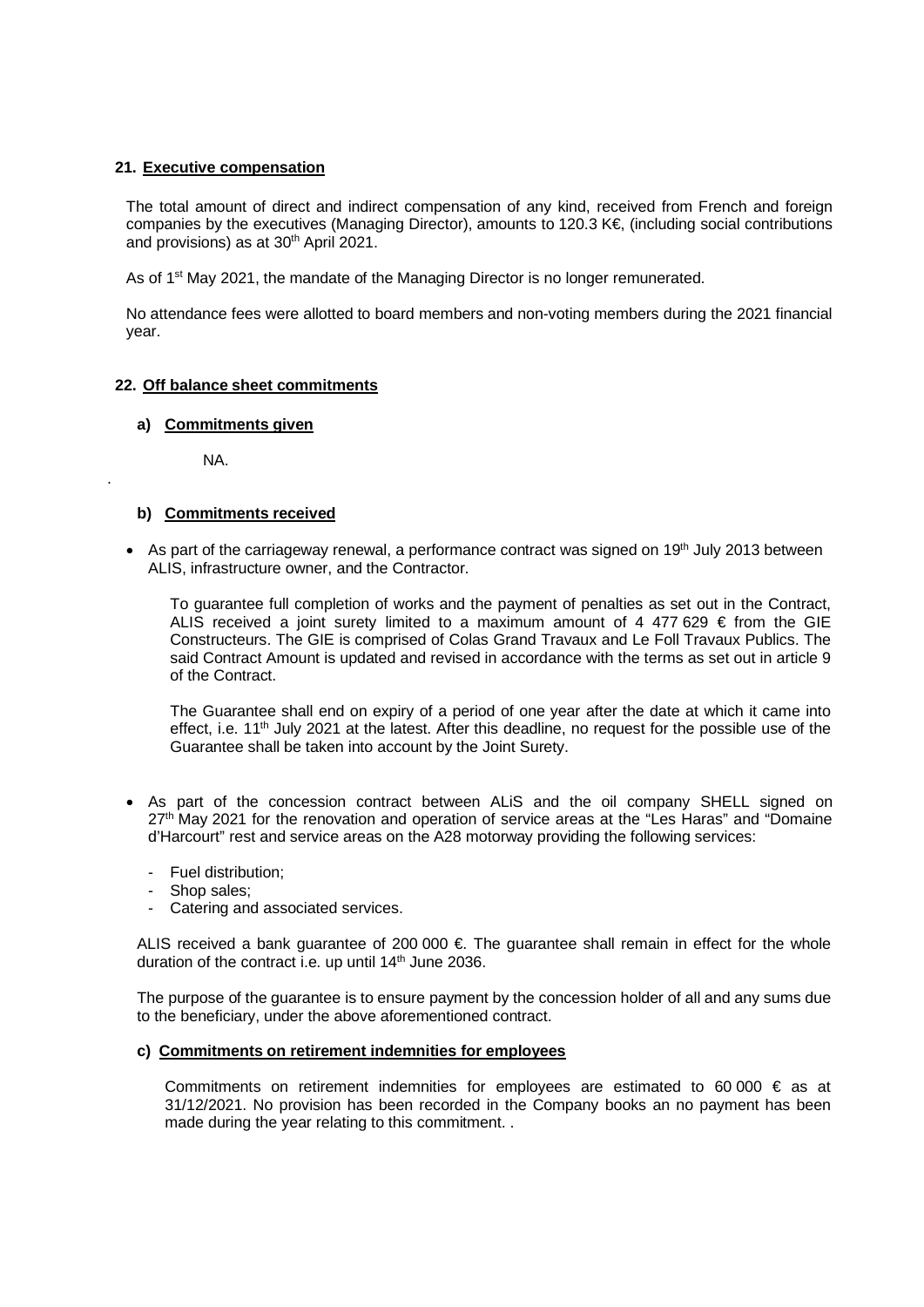## 21. Executive compensation

The total amount of direct and indirect compensation of any kind, received from French and foreign companies by the executives (Managing Director), amounts to 120.3 K€, (including social contributions and provisions) as at 30th April 2021.

As of 1st May 2021, the mandate of the Managing Director is no longer remunerated.

No attendance fees were allotted to board members and non-voting members during the 2021 financial year.

## 22. Off balance sheet commitments

### a) Commitments given

NA.

### b) Commitments received

- As part of the carriageway renewal, a performance contract was signed on 19th July 2013 between ALIS, infrastructure owner, and the Contractor.

  To guarantee full completion of works and the payment of penalties as set out in the Contract, ALIS received a joint surety limited to a maximum amount of 4 477 629 € from the GIE Constructeurs. The GIE is comprised of Colas Grand Travaux and Le Foll Travaux Publics. The said Contract Amount is updated and revised in accordance with the terms as set out in article 9 of the Contract.

  The Guarantee shall end on expiry of a period of one year after the date at which it came into effect, i.e. 11th July 2021 at the latest. After this deadline, no request for the possible use of the Guarantee shall be taken into account by the Joint Surety.

- As part of the concession contract between ALiS and the oil company SHELL signed on 27th May 2021 for the renovation and operation of service areas at the "Les Haras" and "Domaine d'Harcourt" rest and service areas on the A28 motorway providing the following services:

  - Fuel distribution;
  - Shop sales;
  - Catering and associated services.

  ALIS received a bank guarantee of 200 000 €. The guarantee shall remain in effect for the whole duration of the contract i.e. up until 14th June 2036.

  The purpose of the guarantee is to ensure payment by the concession holder of all and any sums due to the beneficiary, under the above aforementioned contract.

### c) Commitments on retirement indemnities for employees

Commitments on retirement indemnities for employees are estimated to 60 000 € as at 31/12/2021. No provision has been recorded in the Company books an no payment has been made during the year relating to this commitment. .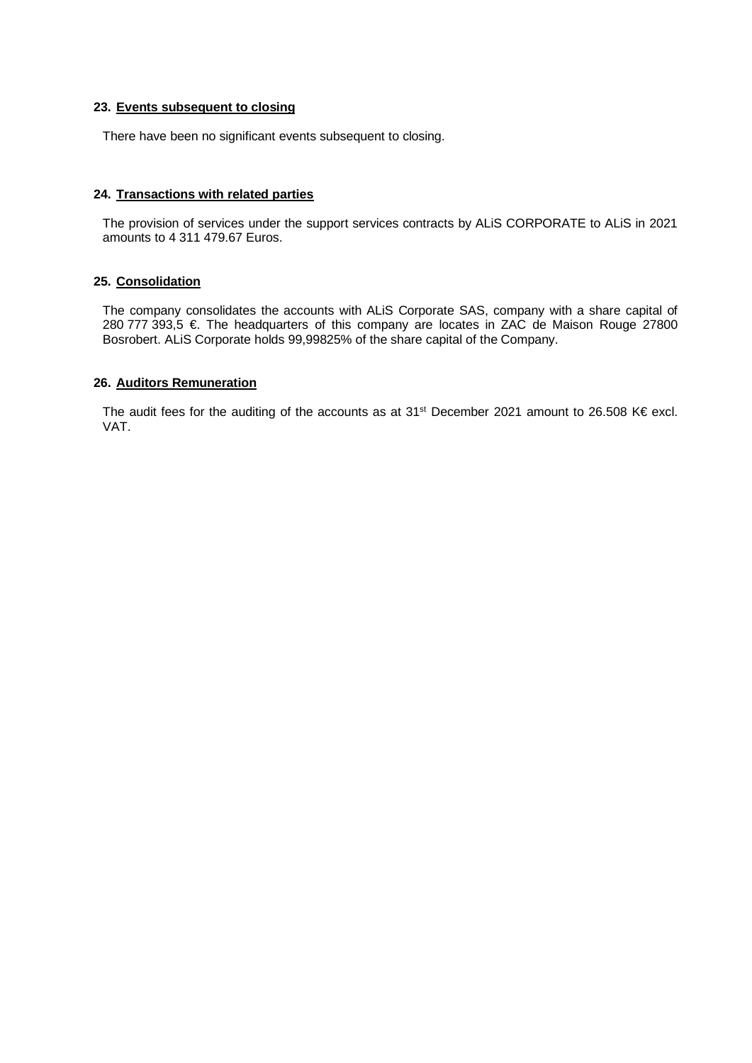## 23. Events subsequent to closing

There have been no significant events subsequent to closing.

## 24. Transactions with related parties

The provision of services under the support services contracts by ALiS CORPORATE to ALiS in 2021 amounts to 4 311 479.67 Euros.

## 25. Consolidation

The company consolidates the accounts with ALiS Corporate SAS, company with a share capital of 280 777 393,5 €. The headquarters of this company are locates in ZAC de Maison Rouge 27800 Bosrobert. ALiS Corporate holds 99,99825% of the share capital of the Company.

## 26. Auditors Remuneration

The audit fees for the auditing of the accounts as at 31st December 2021 amount to 26.508 K€ excl. VAT.